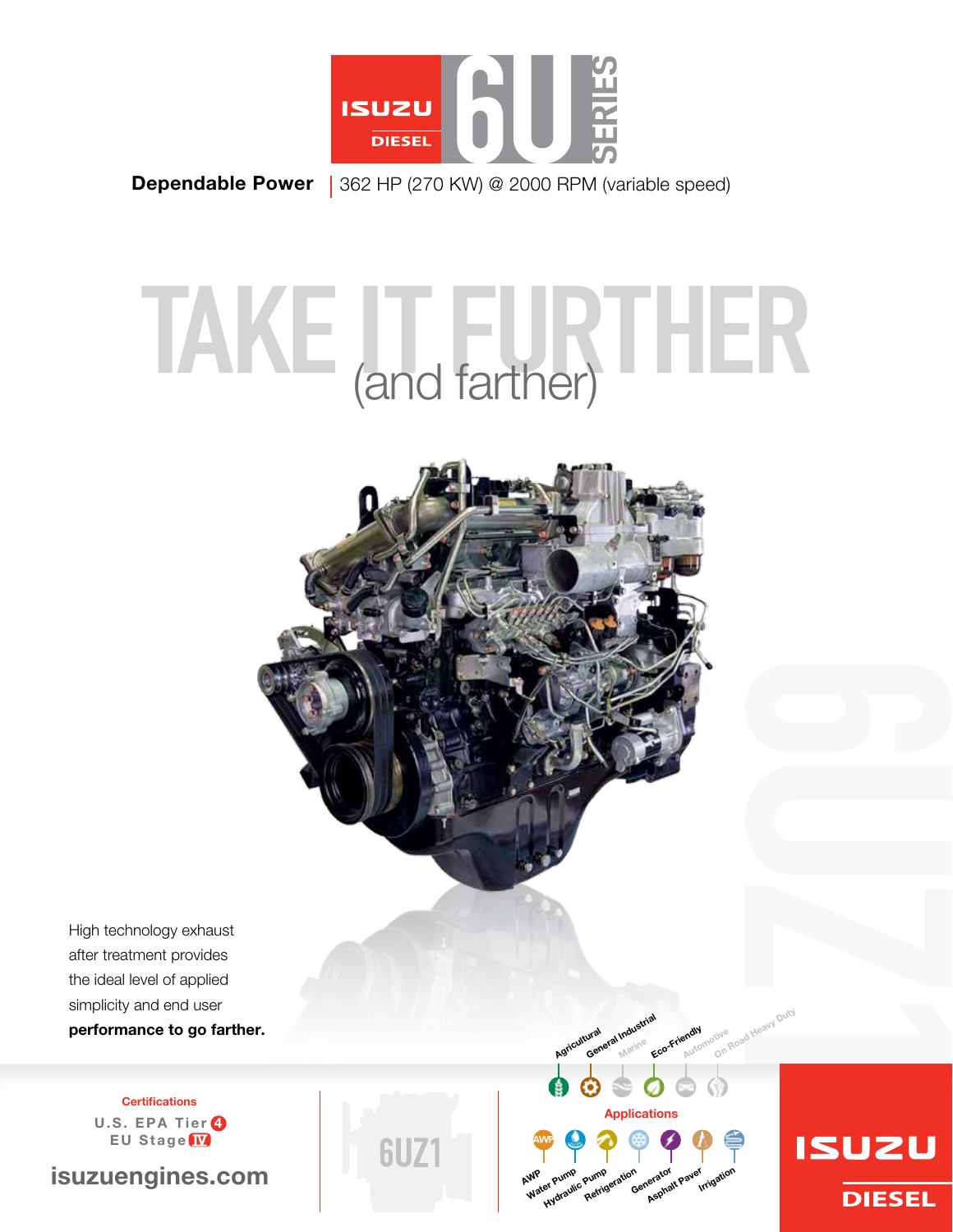# ISUZU DIESEL 6U SERIES

**Dependable Power** | 362 HP (270 KW) @ 2000 RPM (variable speed)

# TAKE IT FURTHER (and farther)

High technology exhaust after treatment provides the ideal level of applied simplicity and end user **performance to go farther.**

Agricultural
General Industrial
Marine
Eco-Friendly
Automotive
On Road Heavy Duty

**Certifications**

U.S. EPA Tier 4
EU Stage IV

isuzuengines.com

6UZ1

**Applications**

AWP
Water Pump
Hydraulic Pump
Refrigeration
Generator
Asphalt Paver
Irrigation

ISUZU DIESEL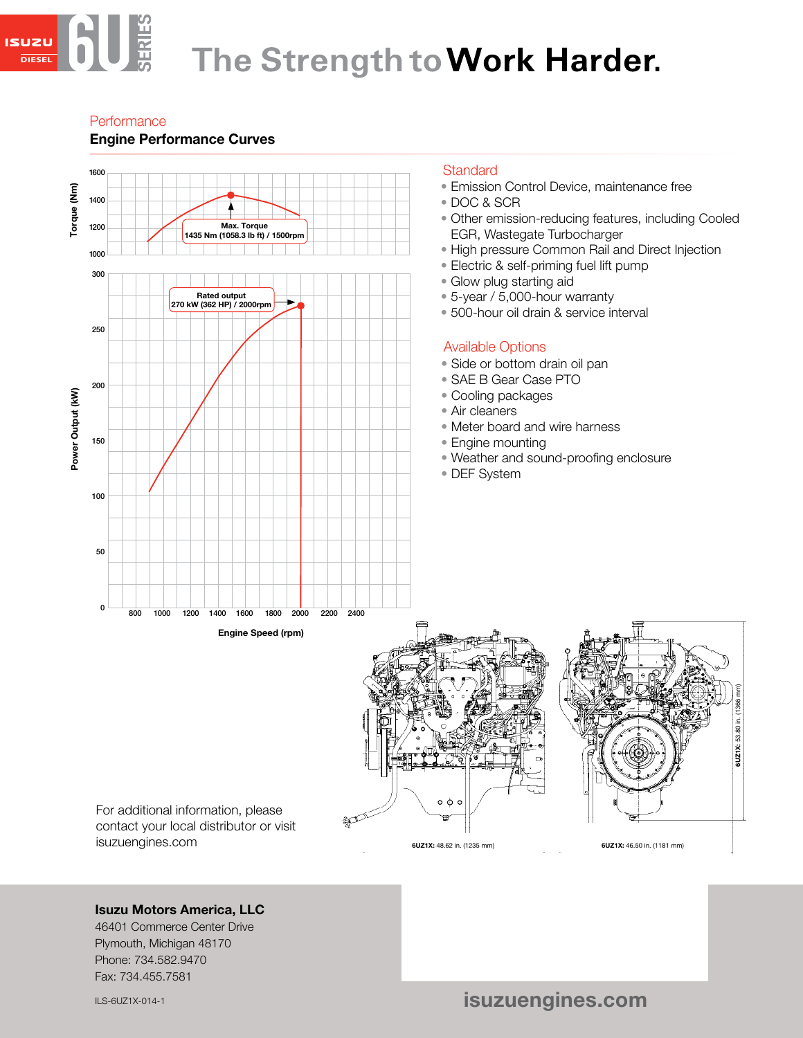# The Strength to **Work Harder.**

## Performance

### Engine Performance Curves

Torque (Nm)

1600
1400
1200
1000

Max. Torque
1435 Nm (1058.3 lb ft) / 1500rpm

Power Output (kW)

300
250
200
150
100
50
0

Rated output
270 kW (362 HP) / 2000rpm

800 1000 1200 1400 1600 1800 2000 2200 2400

Engine Speed (rpm)

## Standard

- Emission Control Device, maintenance free
- DOC & SCR
- Other emission-reducing features, including Cooled EGR, Wastegate Turbocharger
- High pressure Common Rail and Direct Injection
- Electric & self-priming fuel lift pump
- Glow plug starting aid
- 5-year / 5,000-hour warranty
- 500-hour oil drain & service interval

## Available Options

- Side or bottom drain oil pan
- SAE B Gear Case PTO
- Cooling packages
- Air cleaners
- Meter board and wire harness
- Engine mounting
- Weather and sound-proofing enclosure
- DEF System

**6UZ1X:** 48.62 in. (1235 mm)

**6UZ1X:** 46.50 in. (1181 mm)

**6UZ1X:** 53.80 in. (1366 mm)

For additional information, please contact your local distributor or visit isuzuengines.com

**Isuzu Motors America, LLC**
46401 Commerce Center Drive
Plymouth, Michigan 48170
Phone: 734.582.9470
Fax: 734.455.7581

ILS-6UZ1X-014-1

**isuzuengines.com**